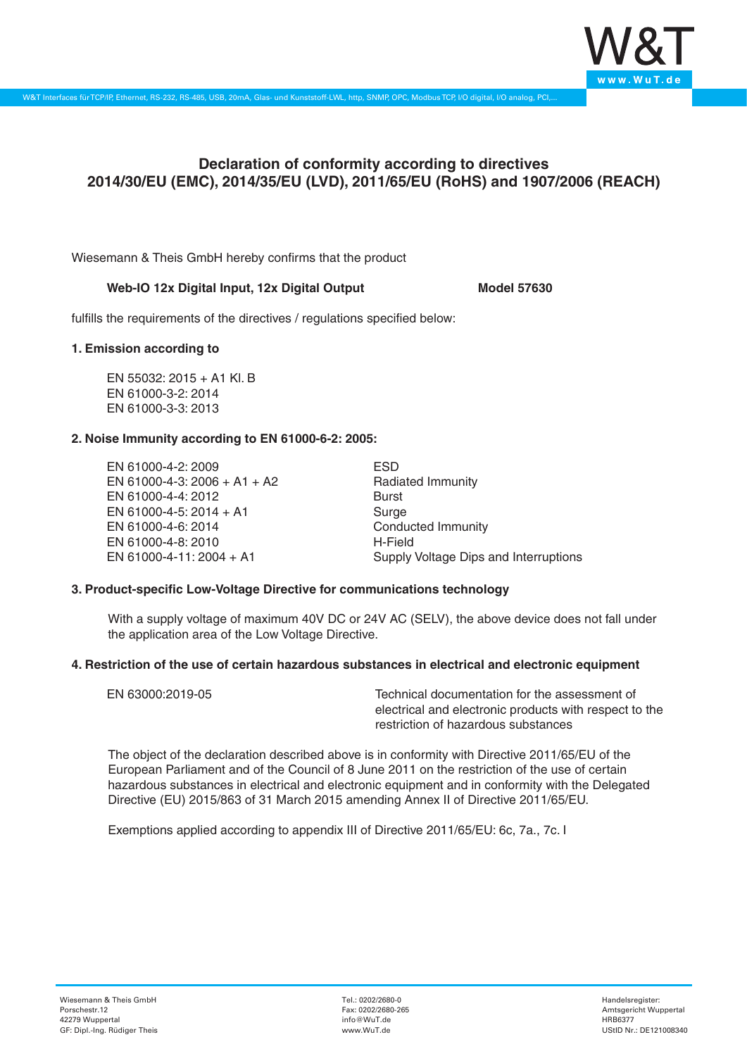# Declaration of conformity according to directives 2014/30/EU (EMC), 2014/35/EU (LVD), 2011/65/EU (RoHS) and 1907/2006 (REACH)

Wiesemann & Theis GmbH hereby confirms that the product

**Web-IO 12x Digital Input, 12x Digital Output** **Model 57630**

fulfills the requirements of the directives / regulations specified below:

**1. Emission according to**

EN 55032: 2015 + A1 Kl. B
EN 61000-3-2: 2014
EN 61000-3-3: 2013

**2. Noise Immunity according to EN 61000-6-2: 2005:**

| | |
|---|---|
| EN 61000-4-2: 2009 | ESD |
| EN 61000-4-3: 2006 + A1 + A2 | Radiated Immunity |
| EN 61000-4-4: 2012 | Burst |
| EN 61000-4-5: 2014 + A1 | Surge |
| EN 61000-4-6: 2014 | Conducted Immunity |
| EN 61000-4-8: 2010 | H-Field |
| EN 61000-4-11: 2004 + A1 | Supply Voltage Dips and Interruptions |

**3. Product-specific Low-Voltage Directive for communications technology**

With a supply voltage of maximum 40V DC or 24V AC (SELV), the above device does not fall under the application area of the Low Voltage Directive.

**4. Restriction of the use of certain hazardous substances in electrical and electronic equipment**

| | |
|---|---|
| EN 63000:2019-05 | Technical documentation for the assessment of electrical and electronic products with respect to the restriction of hazardous substances |

The object of the declaration described above is in conformity with Directive 2011/65/EU of the European Parliament and of the Council of 8 June 2011 on the restriction of the use of certain hazardous substances in electrical and electronic equipment and in conformity with the Delegated Directive (EU) 2015/863 of 31 March 2015 amending Annex II of Directive 2011/65/EU.

Exemptions applied according to appendix III of Directive 2011/65/EU: 6c, 7a., 7c. I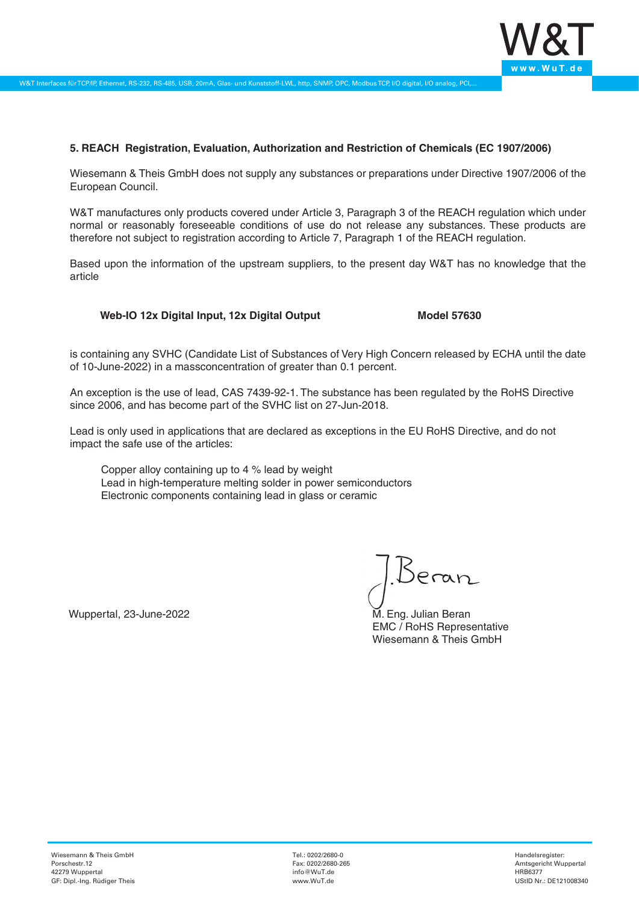## 5. REACH Registration, Evaluation, Authorization and Restriction of Chemicals (EC 1907/2006)

Wiesemann & Theis GmbH does not supply any substances or preparations under Directive 1907/2006 of the European Council.

W&T manufactures only products covered under Article 3, Paragraph 3 of the REACH regulation which under normal or reasonably foreseeable conditions of use do not release any substances. These products are therefore not subject to registration according to Article 7, Paragraph 1 of the REACH regulation.

Based upon the information of the upstream suppliers, to the present day W&T has no knowledge that the article

**Web-IO 12x Digital Input, 12x Digital Output** **Model 57630**

is containing any SVHC (Candidate List of Substances of Very High Concern released by ECHA until the date of 10-June-2022) in a massconcentration of greater than 0.1 percent.

An exception is the use of lead, CAS 7439-92-1. The substance has been regulated by the RoHS Directive since 2006, and has become part of the SVHC list on 27-Jun-2018.

Lead is only used in applications that are declared as exceptions in the EU RoHS Directive, and do not impact the safe use of the articles:

Copper alloy containing up to 4 % lead by weight
Lead in high-temperature melting solder in power semiconductors
Electronic components containing lead in glass or ceramic

Wuppertal, 23-June-2022

J. Beran

M. Eng. Julian Beran
EMC / RoHS Representative
Wiesemann & Theis GmbH